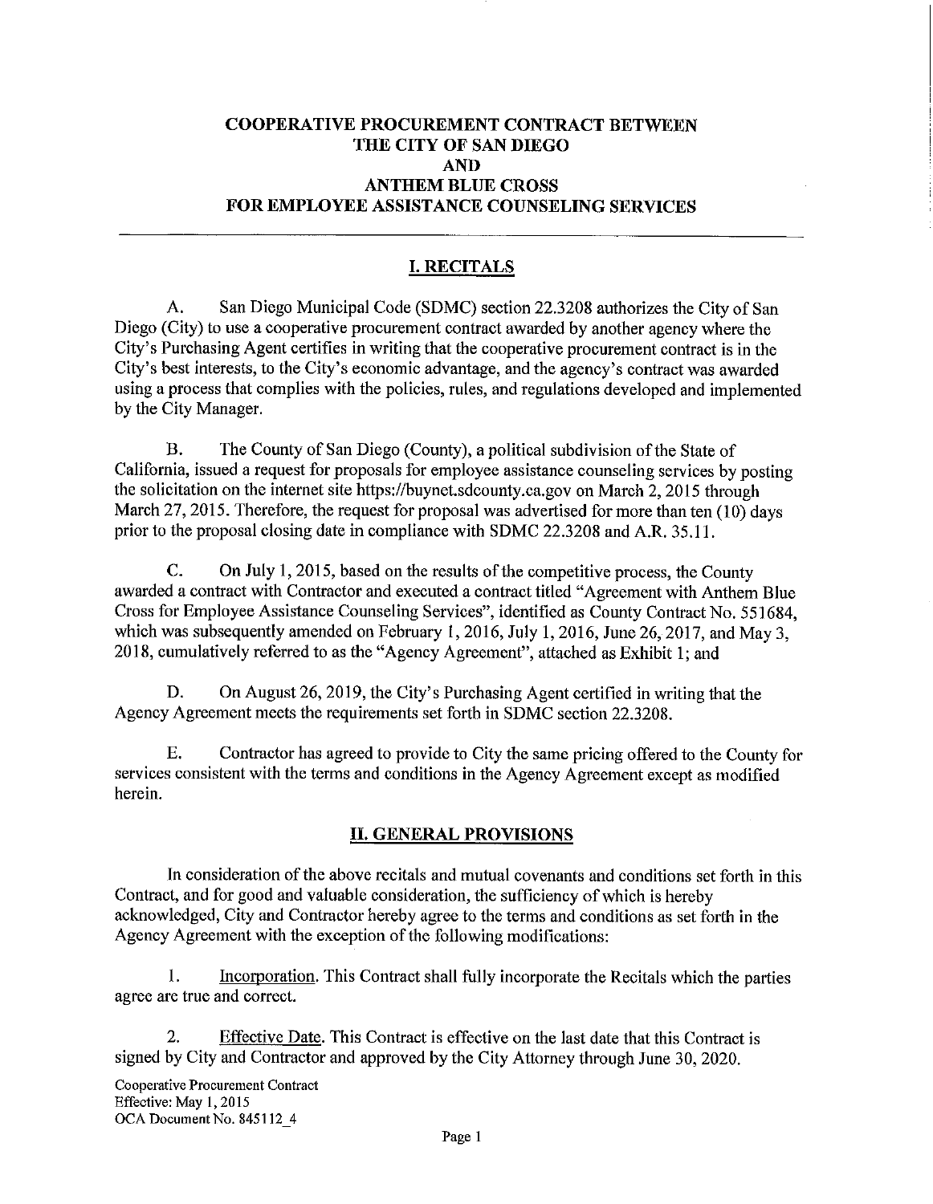# COOPERATIVE PROCUREMENT CONTRACT BETWEEN THE CITY OF SAN DIEGO AND ANTHEM BLUE CROSS FOR EMPLOYEE ASSISTANCE COUNSELING SERVICES

## I. RECITALS

A. San Diego Municipal Code (SDMC) section 22.3208 authorizes the City of San Diego (City) to use a cooperative procurement contract awarded by another agency where the City's Purchasing Agent certifies in writing that the cooperative procurement contract is in the City's best interests, to the City's economic advantage, and the agency's contract was awarded using a process that complies with the policies, rules, and regulations developed and implemented by the City Manager.

B. The County of San Diego (County), a political subdivision of the State of California, issued a request for proposals for employee assistance counseling services by posting the solicitation on the internet site https://buynet.sdcounty.ca.gov on March 2, 2015 through March 27, 2015. Therefore, the request for proposal was advertised for more than ten (10) days prior to the proposal closing date in compliance with SDMC 22.3208 and A.R. 35.11.

C. On July 1, 2015, based on the results of the competitive process, the County awarded a contract with Contractor and executed a contract titled "Agreement with Anthem Blue Cross for Employee Assistance Counseling Services", identified as County Contract No. 551684, which was subsequently amended on February 1, 2016, July 1, 2016, June 26, 2017, and May 3, 2018, cumulatively referred to as the "Agency Agreement", attached as Exhibit 1; and

D. On August 26, 2019, the City's Purchasing Agent certified in writing that the Agency Agreement meets the requirements set forth in SDMC section 22.3208.

E. Contractor has agreed to provide to City the same pricing offered to the County for services consistent with the terms and conditions in the Agency Agreement except as modified herein.

## II. GENERAL PROVISIONS

In consideration of the above recitals and mutual covenants and conditions set forth in this Contract, and for good and valuable consideration, the sufficiency of which is hereby acknowledged, City and Contractor hereby agree to the terms and conditions as set forth in the Agency Agreement with the exception of the following modifications:

1. Incorporation. This Contract shall fully incorporate the Recitals which the parties agree are true and correct.

2. Effective Date. This Contract is effective on the last date that this Contract is signed by City and Contractor and approved by the City Attorney through June 30, 2020.

Cooperative Procurement Contract
Effective: May 1, 2015
OCA Document No. 845112_4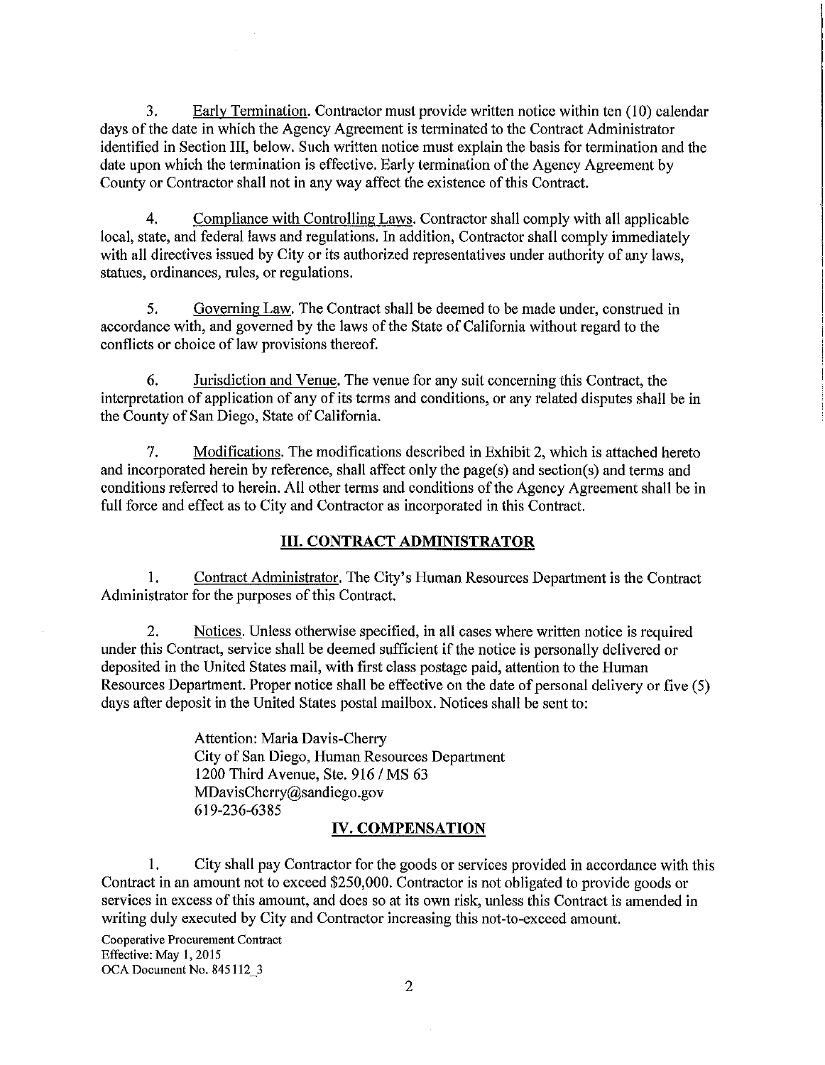3. Early Termination. Contractor must provide written notice within ten (10) calendar days of the date in which the Agency Agreement is terminated to the Contract Administrator identified in Section III, below. Such written notice must explain the basis for termination and the date upon which the termination is effective. Early termination of the Agency Agreement by County or Contractor shall not in any way affect the existence of this Contract.

4. Compliance with Controlling Laws. Contractor shall comply with all applicable local, state, and federal laws and regulations. In addition, Contractor shall comply immediately with all directives issued by City or its authorized representatives under authority of any laws, statues, ordinances, rules, or regulations.

5. Governing Law. The Contract shall be deemed to be made under, construed in accordance with, and governed by the laws of the State of California without regard to the conflicts or choice of law provisions thereof.

6. Jurisdiction and Venue. The venue for any suit concerning this Contract, the interpretation of application of any of its terms and conditions, or any related disputes shall be in the County of San Diego, State of California.

7. Modifications. The modifications described in Exhibit 2, which is attached hereto and incorporated herein by reference, shall affect only the page(s) and section(s) and terms and conditions referred to herein. All other terms and conditions of the Agency Agreement shall be in full force and effect as to City and Contractor as incorporated in this Contract.

## III. CONTRACT ADMINISTRATOR

1. Contract Administrator. The City's Human Resources Department is the Contract Administrator for the purposes of this Contract.

2. Notices. Unless otherwise specified, in all cases where written notice is required under this Contract, service shall be deemed sufficient if the notice is personally delivered or deposited in the United States mail, with first class postage paid, attention to the Human Resources Department. Proper notice shall be effective on the date of personal delivery or five (5) days after deposit in the United States postal mailbox. Notices shall be sent to:

> Attention: Maria Davis-Cherry
> City of San Diego, Human Resources Department
> 1200 Third Avenue, Ste. 916 / MS 63
> MDavisCherry@sandiego.gov
> 619-236-6385

## IV. COMPENSATION

1. City shall pay Contractor for the goods or services provided in accordance with this Contract in an amount not to exceed $250,000. Contractor is not obligated to provide goods or services in excess of this amount, and does so at its own risk, unless this Contract is amended in writing duly executed by City and Contractor increasing this not-to-exceed amount.

Cooperative Procurement Contract
Effective: May 1, 2015
OCA Document No. 845112_3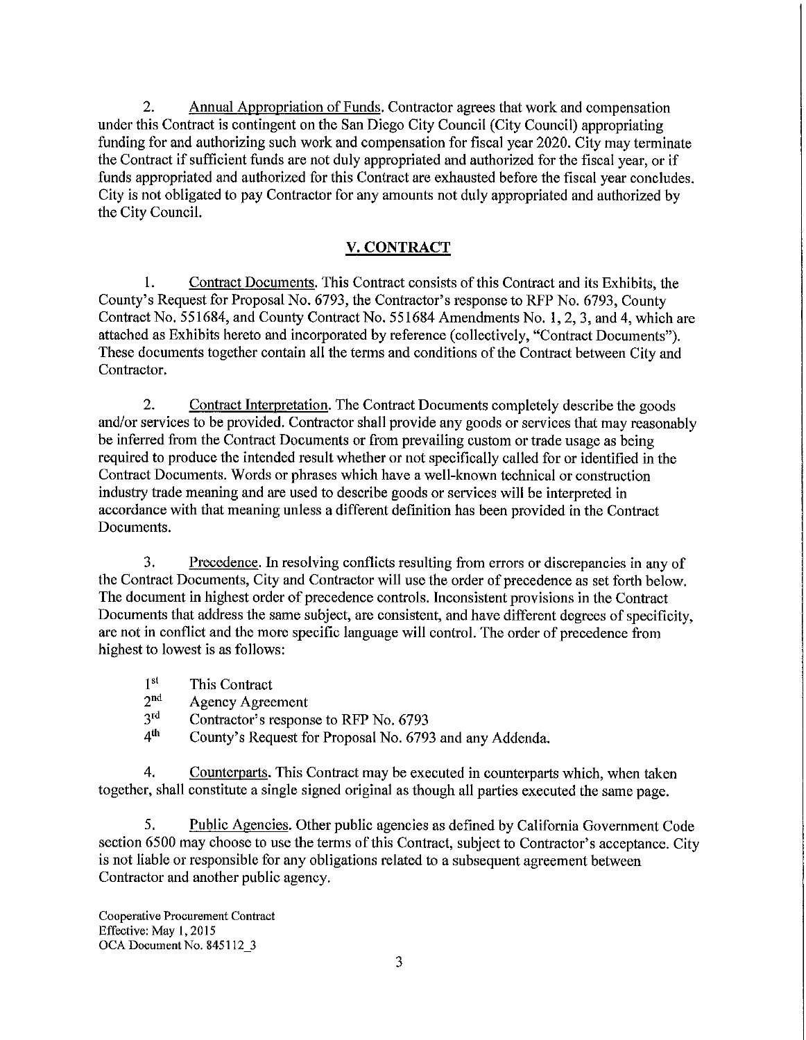2. Annual Appropriation of Funds. Contractor agrees that work and compensation under this Contract is contingent on the San Diego City Council (City Council) appropriating funding for and authorizing such work and compensation for fiscal year 2020. City may terminate the Contract if sufficient funds are not duly appropriated and authorized for the fiscal year, or if funds appropriated and authorized for this Contract are exhausted before the fiscal year concludes. City is not obligated to pay Contractor for any amounts not duly appropriated and authorized by the City Council.

## V. CONTRACT

1. Contract Documents. This Contract consists of this Contract and its Exhibits, the County's Request for Proposal No. 6793, the Contractor's response to RFP No. 6793, County Contract No. 551684, and County Contract No. 551684 Amendments No. 1, 2, 3, and 4, which are attached as Exhibits hereto and incorporated by reference (collectively, "Contract Documents"). These documents together contain all the terms and conditions of the Contract between City and Contractor.

2. Contract Interpretation. The Contract Documents completely describe the goods and/or services to be provided. Contractor shall provide any goods or services that may reasonably be inferred from the Contract Documents or from prevailing custom or trade usage as being required to produce the intended result whether or not specifically called for or identified in the Contract Documents. Words or phrases which have a well-known technical or construction industry trade meaning and are used to describe goods or services will be interpreted in accordance with that meaning unless a different definition has been provided in the Contract Documents.

3. Precedence. In resolving conflicts resulting from errors or discrepancies in any of the Contract Documents, City and Contractor will use the order of precedence as set forth below. The document in highest order of precedence controls. Inconsistent provisions in the Contract Documents that address the same subject, are consistent, and have different degrees of specificity, are not in conflict and the more specific language will control. The order of precedence from highest to lowest is as follows:

- 1st This Contract
- 2nd Agency Agreement
- 3rd Contractor's response to RFP No. 6793
- 4th County's Request for Proposal No. 6793 and any Addenda.

4. Counterparts. This Contract may be executed in counterparts which, when taken together, shall constitute a single signed original as though all parties executed the same page.

5. Public Agencies. Other public agencies as defined by California Government Code section 6500 may choose to use the terms of this Contract, subject to Contractor's acceptance. City is not liable or responsible for any obligations related to a subsequent agreement between Contractor and another public agency.

Cooperative Procurement Contract
Effective: May 1, 2015
OCA Document No. 845112_3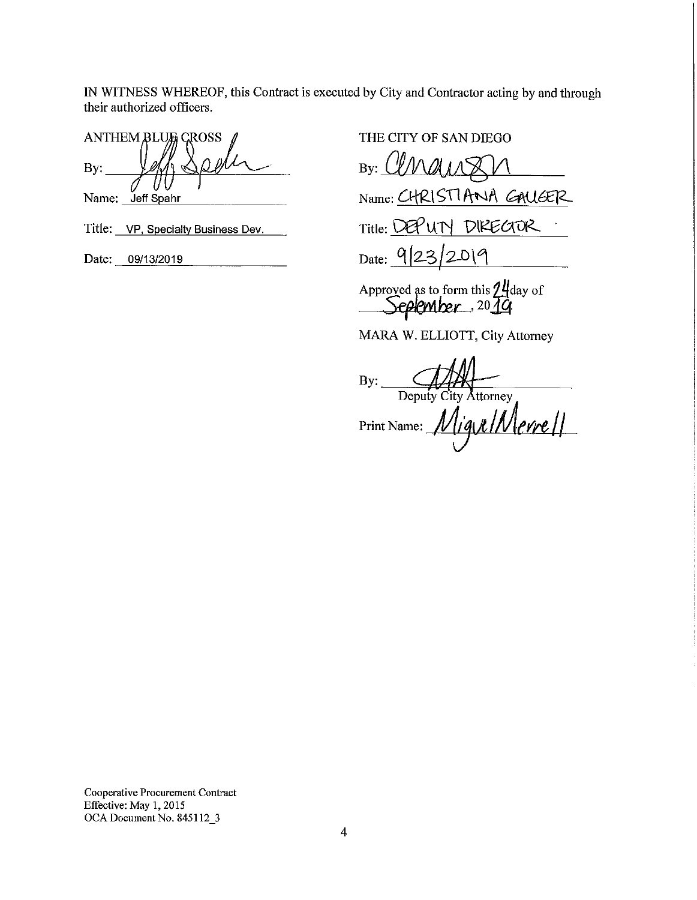IN WITNESS WHEREOF, this Contract is executed by City and Contractor acting by and through their authorized officers.

| ANTHEM BLUE CROSS | THE CITY OF SAN DIEGO |
|---|---|
| By: [signature] | By: [signature] |
| Name: Jeff Spahr | Name: CHRISTIANA GAUGER |
| Title: VP, Specialty Business Dev. | Title: DEPUTY DIRECTOR |
| Date: 09/13/2019 | Date: 9/23/2019 |

Approved as to form this 24 day of September, 2019

MARA W. ELLIOTT, City Attorney

By: [signature]
Deputy City Attorney

Print Name: Miguel Merrell

Cooperative Procurement Contract
Effective: May 1, 2015
OCA Document No. 845112_3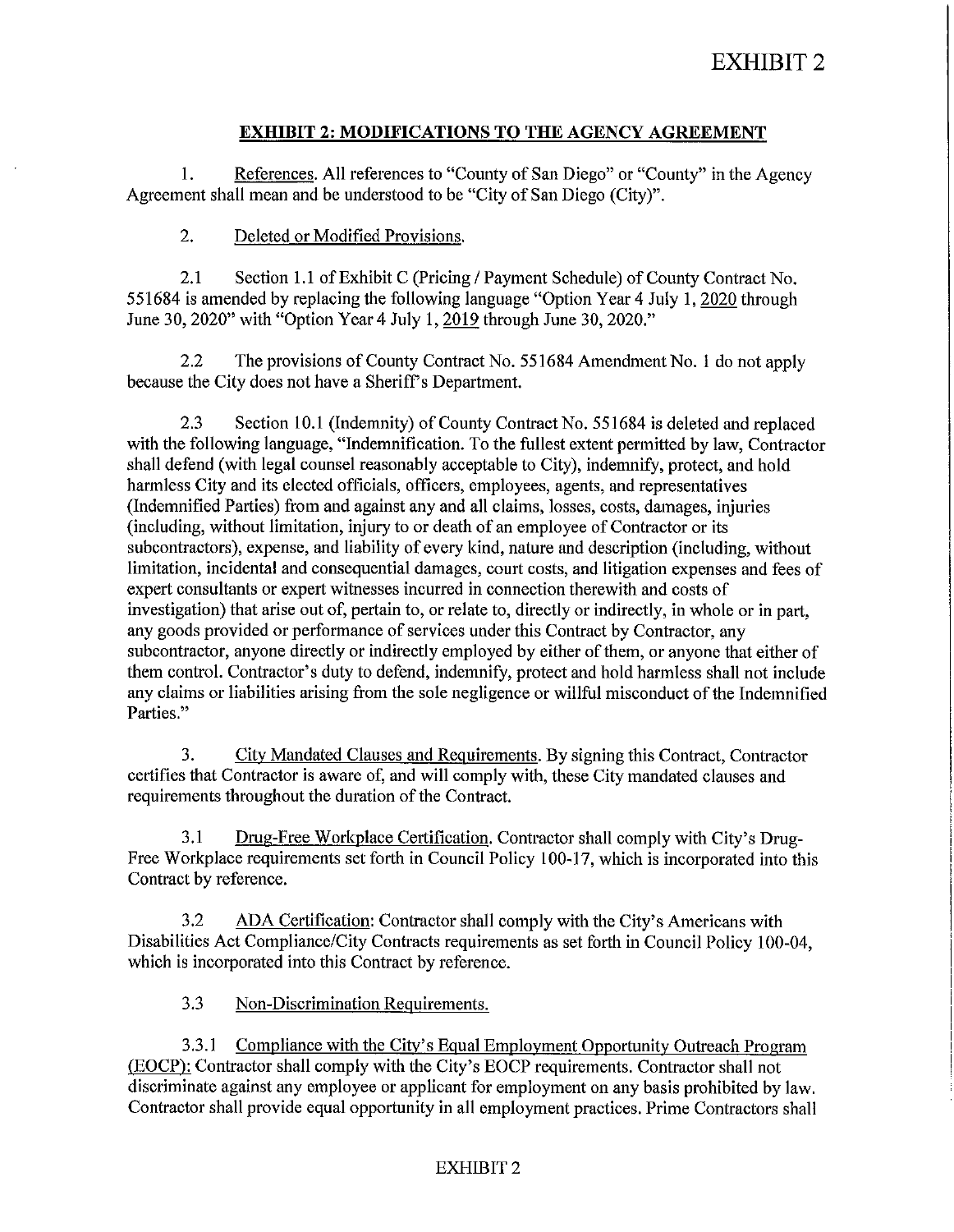# EXHIBIT 2

## EXHIBIT 2: MODIFICATIONS TO THE AGENCY AGREEMENT

1. References. All references to "County of San Diego" or "County" in the Agency Agreement shall mean and be understood to be "City of San Diego (City)".

2. Deleted or Modified Provisions.

2.1 Section 1.1 of Exhibit C (Pricing / Payment Schedule) of County Contract No. 551684 is amended by replacing the following language "Option Year 4 July 1, 2020 through June 30, 2020" with "Option Year 4 July 1, 2019 through June 30, 2020."

2.2 The provisions of County Contract No. 551684 Amendment No. 1 do not apply because the City does not have a Sheriff's Department.

2.3 Section 10.1 (Indemnity) of County Contract No. 551684 is deleted and replaced with the following language, "Indemnification. To the fullest extent permitted by law, Contractor shall defend (with legal counsel reasonably acceptable to City), indemnify, protect, and hold harmless City and its elected officials, officers, employees, agents, and representatives (Indemnified Parties) from and against any and all claims, losses, costs, damages, injuries (including, without limitation, injury to or death of an employee of Contractor or its subcontractors), expense, and liability of every kind, nature and description (including, without limitation, incidental and consequential damages, court costs, and litigation expenses and fees of expert consultants or expert witnesses incurred in connection therewith and costs of investigation) that arise out of, pertain to, or relate to, directly or indirectly, in whole or in part, any goods provided or performance of services under this Contract by Contractor, any subcontractor, anyone directly or indirectly employed by either of them, or anyone that either of them control. Contractor's duty to defend, indemnify, protect and hold harmless shall not include any claims or liabilities arising from the sole negligence or willful misconduct of the Indemnified Parties."

3. City Mandated Clauses and Requirements. By signing this Contract, Contractor certifies that Contractor is aware of, and will comply with, these City mandated clauses and requirements throughout the duration of the Contract.

3.1 Drug-Free Workplace Certification. Contractor shall comply with City's Drug-Free Workplace requirements set forth in Council Policy 100-17, which is incorporated into this Contract by reference.

3.2 ADA Certification: Contractor shall comply with the City's Americans with Disabilities Act Compliance/City Contracts requirements as set forth in Council Policy 100-04, which is incorporated into this Contract by reference.

3.3 Non-Discrimination Requirements.

3.3.1 Compliance with the City's Equal Employment Opportunity Outreach Program (EOCP): Contractor shall comply with the City's EOCP requirements. Contractor shall not discriminate against any employee or applicant for employment on any basis prohibited by law. Contractor shall provide equal opportunity in all employment practices. Prime Contractors shall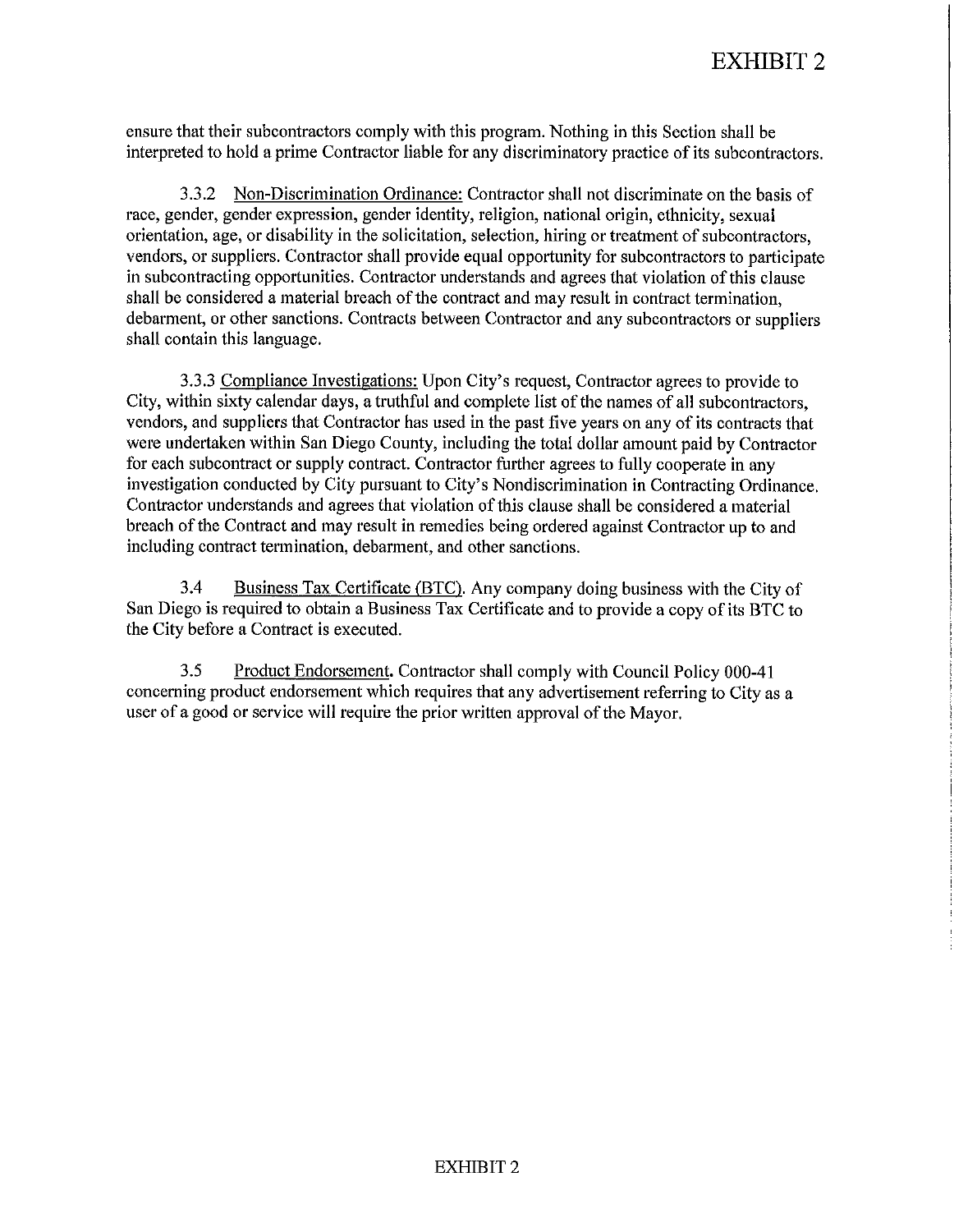ensure that their subcontractors comply with this program. Nothing in this Section shall be interpreted to hold a prime Contractor liable for any discriminatory practice of its subcontractors.

3.3.2 Non-Discrimination Ordinance: Contractor shall not discriminate on the basis of race, gender, gender expression, gender identity, religion, national origin, ethnicity, sexual orientation, age, or disability in the solicitation, selection, hiring or treatment of subcontractors, vendors, or suppliers. Contractor shall provide equal opportunity for subcontractors to participate in subcontracting opportunities. Contractor understands and agrees that violation of this clause shall be considered a material breach of the contract and may result in contract termination, debarment, or other sanctions. Contracts between Contractor and any subcontractors or suppliers shall contain this language.

3.3.3 Compliance Investigations: Upon City's request, Contractor agrees to provide to City, within sixty calendar days, a truthful and complete list of the names of all subcontractors, vendors, and suppliers that Contractor has used in the past five years on any of its contracts that were undertaken within San Diego County, including the total dollar amount paid by Contractor for each subcontract or supply contract. Contractor further agrees to fully cooperate in any investigation conducted by City pursuant to City's Nondiscrimination in Contracting Ordinance. Contractor understands and agrees that violation of this clause shall be considered a material breach of the Contract and may result in remedies being ordered against Contractor up to and including contract termination, debarment, and other sanctions.

3.4 Business Tax Certificate (BTC). Any company doing business with the City of San Diego is required to obtain a Business Tax Certificate and to provide a copy of its BTC to the City before a Contract is executed.

3.5 Product Endorsement. Contractor shall comply with Council Policy 000-41 concerning product endorsement which requires that any advertisement referring to City as a user of a good or service will require the prior written approval of the Mayor.